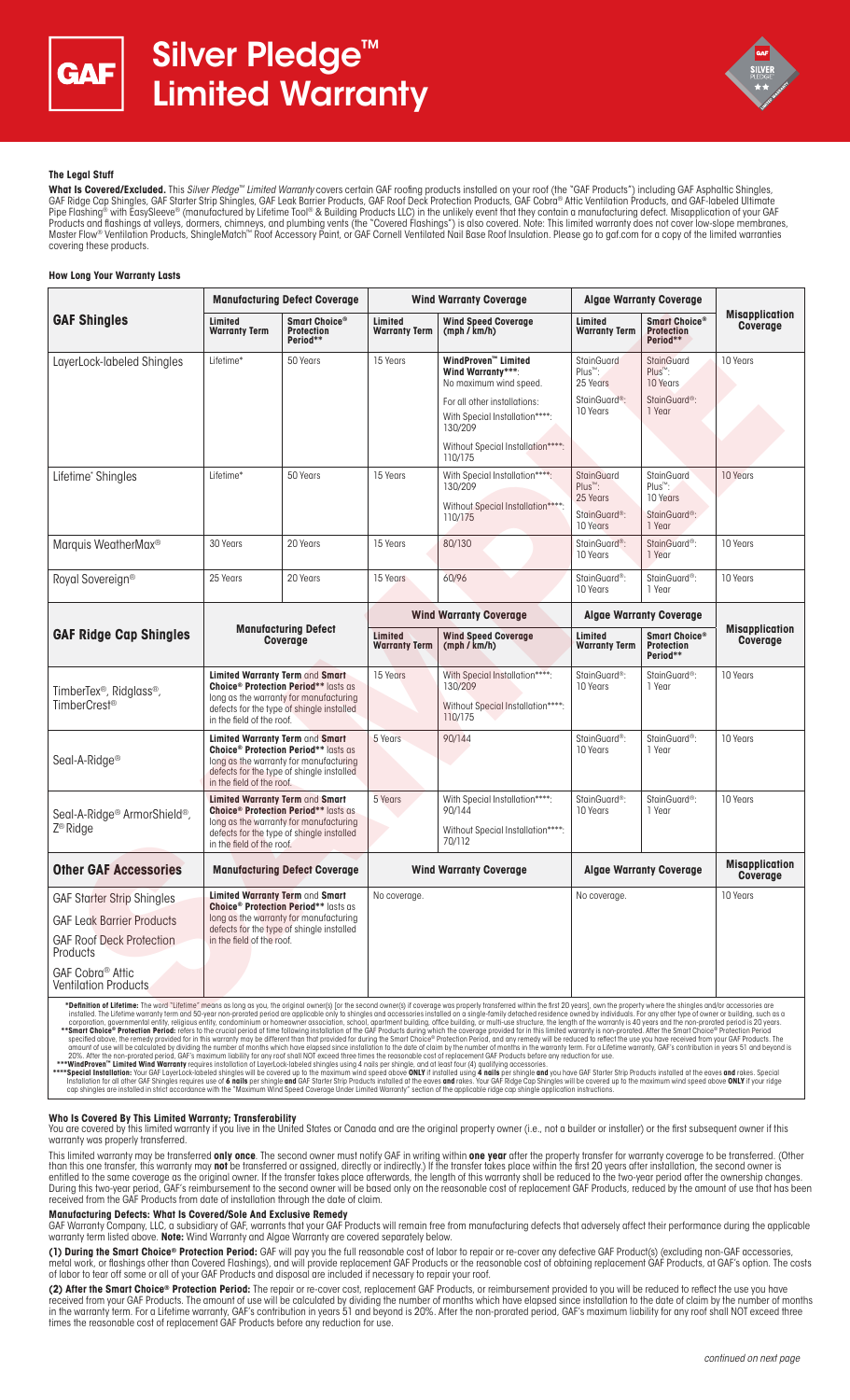# Silver Pledge™ Limited Warranty

## The Legal Stuff

**What Is Covered/Excluded.** This *Silver Pledge™ Limited Warranty* covers certain GAF roofing products installed on your roof (the "GAF Products") including GAF Asphaltic Shingles, GAF Ridge Cap Shingles, GAF Starter Strip Shingles, GAF Leak Barrier Products, GAF Roof Deck Protection Products, GAF Cobra® Attic Ventilation Products, and GAF-labeled Ultimate Pipe Flashing® with EasySleeve® (manufactured by Lifetime Tool® & Building Products LLC) in the unlikely event that they contain a manufacturing defect. Misapplication of your GAF Products and flashings at valleys, dormers, chimneys, and plumbing vents (the "Covered Flashings") is also covered. Note: This limited warranty does not cover low-slope membranes, Master Flow® Ventilation Products, ShingleMatch™ Roof Accessory Paint, or GAF Cornell Ventilated Nail Base Roof Insulation. Please go to gaf.com for a copy of the limited warranties covering these products.

## How Long Your Warranty Lasts

| GAF Shingles | Manufacturing Defect Coverage | | Wind Warranty Coverage | | Algae Warranty Coverage | | Misapplication Coverage |
|---|---|---|---|---|---|---|---|
| | Limited Warranty Term | Smart Choice® Protection Period** | Limited Warranty Term | Wind Speed Coverage (mph / km/h) | Limited Warranty Term | Smart Choice® Protection Period** | |
| LayerLock-labeled Shingles | Lifetime* | 50 Years | 15 Years | **WindProven™ Limited Wind Warranty*****: No maximum wind speed. For all other installations: With Special Installation****: 130/209 Without Special Installation****: 110/175 | StainGuard Plus™: 25 Years StainGuard®: 10 Years | StainGuard Plus™: 10 Years StainGuard®: 1 Year | 10 Years |
| Lifetime* Shingles | Lifetime* | 50 Years | 15 Years | With Special Installation****: 130/209 Without Special Installation****: 110/175 | StainGuard Plus™: 25 Years StainGuard®: 10 Years | StainGuard Plus™: 10 Years StainGuard®: 1 Year | 10 Years |
| Marquis WeatherMax® | 30 Years | 20 Years | 15 Years | 80/130 | StainGuard®: 10 Years | StainGuard®: 1 Year | 10 Years |
| Royal Sovereign® | 25 Years | 20 Years | 15 Years | 60/96 | StainGuard®: 10 Years | StainGuard®: 1 Year | 10 Years |
| **GAF Ridge Cap Shingles** | **Manufacturing Defect Coverage** | | **Wind Warranty Coverage** | | **Algae Warranty Coverage** | | **Misapplication Coverage** |
| | | | Limited Warranty Term | Wind Speed Coverage (mph / km/h) | Limited Warranty Term | Smart Choice® Protection Period** | |
| TimberTex®, Ridglass®, TimberCrest® | **Limited Warranty Term** and **Smart Choice® Protection Period**** lasts as long as the warranty for manufacturing defects for the type of shingle installed in the field of the roof. | | 15 Years | With Special Installation****: 130/209 Without Special Installation****: 110/175 | StainGuard®: 10 Years | StainGuard®: 1 Year | 10 Years |
| Seal-A-Ridge® | **Limited Warranty Term** and **Smart Choice® Protection Period**** lasts as long as the warranty for manufacturing defects for the type of shingle installed in the field of the roof. | | 5 Years | 90/144 | StainGuard®: 10 Years | StainGuard®: 1 Year | 10 Years |
| Seal-A-Ridge® ArmorShield®, Z® Ridge | **Limited Warranty Term** and **Smart Choice® Protection Period**** lasts as long as the warranty for manufacturing defects for the type of shingle installed in the field of the roof. | | 5 Years | With Special Installation****: 90/144 Without Special Installation****: 70/112 | StainGuard®: 10 Years | StainGuard®: 1 Year | 10 Years |
| **Other GAF Accessories** | **Manufacturing Defect Coverage** | | **Wind Warranty Coverage** | | **Algae Warranty Coverage** | | **Misapplication Coverage** |
| GAF Starter Strip Shingles; GAF Leak Barrier Products; GAF Roof Deck Protection Products; GAF Cobra® Attic Ventilation Products | **Limited Warranty Term** and **Smart Choice® Protection Period**** lasts as long as the warranty for manufacturing defects for the type of shingle installed in the field of the roof. | | No coverage. | | No coverage. | | 10 Years |

\***Definition of Lifetime:** The word "Lifetime" means as long as you, the original owner(s) [or the second owner(s) if coverage was properly transferred within the first 20 years], own the property where the shingles and/or accessories are installed. The Lifetime warranty term and 50-year non-prorated period are applicable only to shingles and accessories installed on a single-family detached residence owned by individuals. For any other type of owner or building, such as a corporation, governmental entity, religious entity, condominium or homeowner association, school, apartment building, office building, or multi-use structure, the length of the warranty is 40 years and the non-prorated period is 20 years.
\*\***Smart Choice® Protection Period:** refers to the crucial period of time following installation of the GAF Products during which the coverage provided for in this limited warranty is non-prorated. After the Smart Choice® Protection Period specified above, the remedy provided for in this warranty may be different than that provided for during the Smart Choice® Protection Period, and any remedy will be reduced to reflect the use you have received from your GAF Products. The amount of use will be calculated by dividing the number of months which have elapsed since installation to the date of claim by the number of months in the warranty term. For a Lifetime warranty, GAF's contribution in years 51 and beyond is 20%. After the non-prorated period, GAF's maximum liability for any roof shall NOT exceed three times the reasonable cost of replacement GAF Products before any reduction for use.
\*\*\***WindProven™ Limited Wind Warranty** requires installation of LayerLock-labeled shingles using 4 nails per shingle, and at least four (4) qualifying accessories.
\*\*\*\***Special Installation:** Your GAF LayerLock-labeled shingles will be covered up to the maximum wind speed above **ONLY** if installed using **4 nails** per shingle **and** you have GAF Starter Strip Products installed at the eaves **and** rakes. Special Installation for all other GAF Shingles requires use of **6 nails** per shingle **and** GAF Starter Strip Products installed at the eaves **and** rakes. Your GAF Ridge Cap Shingles will be covered up to the maximum wind speed above **ONLY** if your ridge cap shingles are installed in strict accordance with the "Maximum Wind Speed Coverage Under Limited Warranty" section of the applicable ridge cap shingle application instructions.

## Who Is Covered By This Limited Warranty; Transferability

You are covered by this limited warranty if you live in the United States or Canada and are the original property owner (i.e., not a builder or installer) or the first subsequent owner if this warranty was properly transferred.

This limited warranty may be transferred **only once**. The second owner must notify GAF in writing within **one year** after the property transfer for warranty coverage to be transferred. (Other than this one transfer, this warranty may **not** be transferred or assigned, directly or indirectly.) If the transfer takes place within the first 20 years after installation, the second owner is entitled to the same coverage as the original owner. If the transfer takes place afterwards, the length of this warranty shall be reduced to the two-year period after the ownership changes. During this two-year period, GAF's reimbursement to the second owner will be based only on the reasonable cost of replacement GAF Products, reduced by the amount of use that has been received from the GAF Products from date of installation through the date of claim.

## Manufacturing Defects: What Is Covered/Sole And Exclusive Remedy

GAF Warranty Company, LLC, a subsidiary of GAF, warrants that your GAF Products will remain free from manufacturing defects that adversely affect their performance during the applicable warranty term listed above. **Note:** Wind Warranty and Algae Warranty are covered separately below.

**(1) During the Smart Choice® Protection Period:** GAF will pay you the full reasonable cost of labor to repair or re-cover any defective GAF Product(s) (excluding non-GAF accessories, metal work, or flashings other than Covered Flashings), and will provide replacement GAF Products or the reasonable cost of obtaining replacement GAF Products, at GAF's option. The costs of labor to tear off some or all of your GAF Products and disposal are included if necessary to repair your roof.

**(2) After the Smart Choice® Protection Period:** The repair or re-cover cost, replacement GAF Products, or reimbursement provided to you will be reduced to reflect the use you have received from your GAF Products. The amount of use will be calculated by dividing the number of months which have elapsed since installation to the date of claim by the number of months in the warranty term. For a Lifetime warranty, GAF's contribution in years 51 and beyond is 20%. After the non-prorated period, GAF's maximum liability for any roof shall NOT exceed three times the reasonable cost of replacement GAF Products before any reduction for use.

*continued on next page*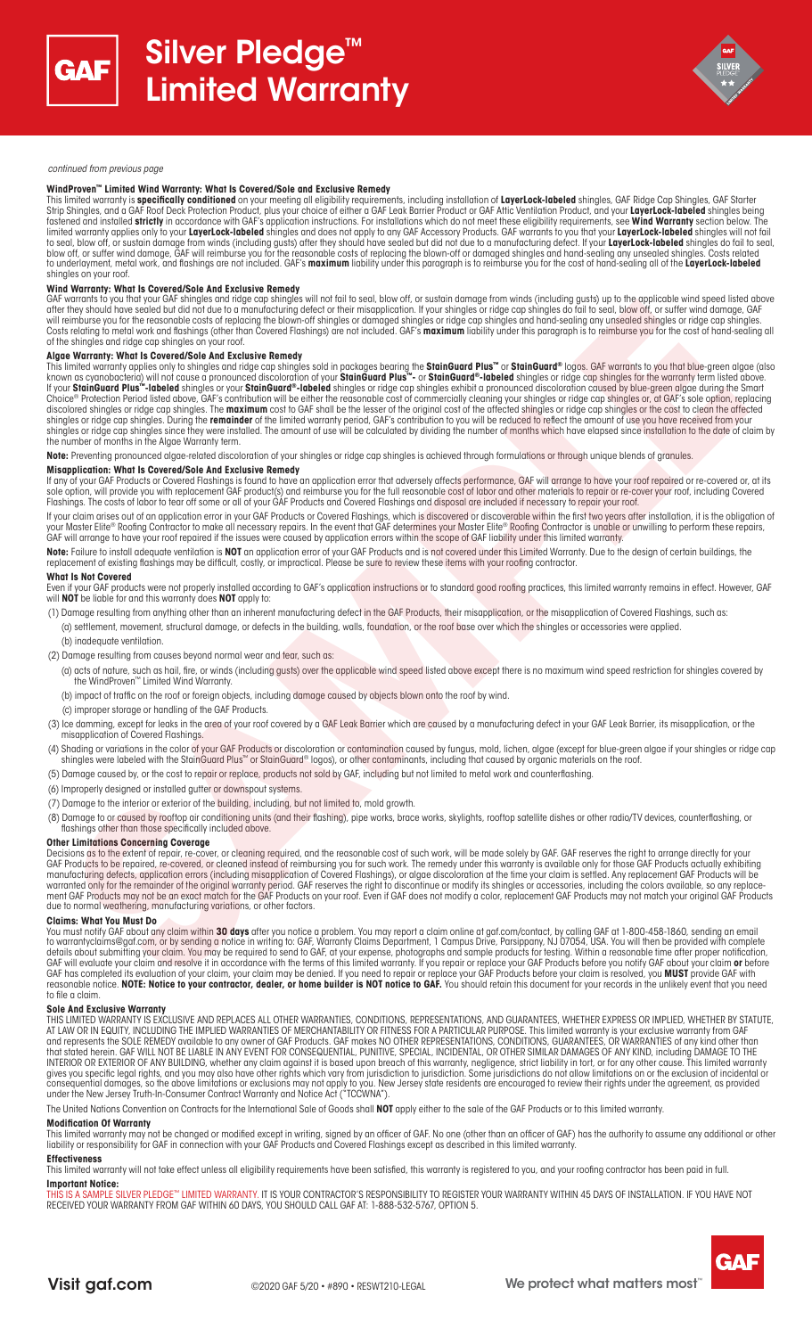# Silver Pledge™ Limited Warranty

*continued from previous page*

**WindProven™ Limited Wind Warranty: What Is Covered/Sole and Exclusive Remedy**

This limited warranty is **specifically conditioned** on your meeting all eligibility requirements, including installation of **LayerLock-labeled** shingles, GAF Ridge Cap Shingles, GAF Starter Strip Shingles, and a GAF Roof Deck Protection Product, plus your choice of either a GAF Leak Barrier Product or GAF Attic Ventilation Product, and your **LayerLock-labeled** shingles being fastened and installed **strictly** in accordance with GAF's application instructions. For installations which do not meet these eligibility requirements, see **Wind Warranty** section below. The limited warranty applies only to your **LayerLock-labeled** shingles and does not apply to any GAF Accessory Products. GAF warrants to you that your **LayerLock-labeled** shingles will not fail to seal, blow off, or sustain damage from winds (including gusts) after they should have sealed but did not due to a manufacturing defect. If your **LayerLock-labeled** shingles do fail to seal, blow off, or suffer wind damage, GAF will reimburse you for the reasonable costs of replacing the blown-off or damaged shingles and hand-sealing any unsealed shingles. Costs related to underlayment, metal work, and flashings are not included. GAF's **maximum** liability under this paragraph is to reimburse you for the cost of hand-sealing all of the **LayerLock-labeled** shingles on your roof.

**Wind Warranty: What Is Covered/Sole And Exclusive Remedy**

GAF warrants to you that your GAF shingles and ridge cap shingles will not fail to seal, blow off, or sustain damage from winds (including gusts) up to the applicable wind speed listed above after they should have sealed but did not due to a manufacturing defect or their misapplication. If your shingles or ridge cap shingles do fail to seal, blow off, or suffer wind damage, GAF will reimburse you for the reasonable costs of replacing the blown-off shingles or damaged shingles or ridge cap shingles and hand-sealing any unsealed shingles or ridge cap shingles. Costs relating to metal work and flashings (other than Covered Flashings) are not included. GAF's **maximum** liability under this paragraph is to reimburse you for the cost of hand-sealing all of the shingles and ridge cap shingles on your roof.

**Algae Warranty: What Is Covered/Sole And Exclusive Remedy**

This limited warranty applies only to shingles and ridge cap shingles sold in packages bearing the **StainGuard Plus™** or **StainGuard®** logos. GAF warrants to you that blue-green algae (also known as cyanobacteria) will not cause a pronounced discoloration of your **StainGuard Plus™-** or **StainGuard®-labeled** shingles or ridge cap shingles for the warranty term listed above. If your **StainGuard Plus™-labeled** shingles or your **StainGuard®-labeled** shingles or ridge cap shingles exhibit a pronounced discoloration caused by blue-green algae during the Smart Choice® Protection Period listed above, GAF's contribution will be either the reasonable cost of commercially cleaning your shingles or ridge cap shingles or, at GAF's sole option, replacing discolored shingles or ridge cap shingles. The **maximum** cost to GAF shall be the lesser of the original cost of the affected shingles or ridge cap shingles or the cost to clean the affected shingles or ridge cap shingles. During the **remainder** of the limited warranty period, GAF's contribution to you will be reduced to reflect the amount of use you have received from your shingles or ridge cap shingles since they were installed. The amount of use will be calculated by dividing the number of months which have elapsed since installation to the date of claim by the number of months in the Algae Warranty term.

**Note:** Preventing pronounced algae-related discoloration of your shingles or ridge cap shingles is achieved through formulations or through unique blends of granules.

**Misapplication: What Is Covered/Sole And Exclusive Remedy**

If any of your GAF Products or Covered Flashings is found to have an application error that adversely affects performance, GAF will arrange to have your roof repaired or re-covered or, at its sole option, will provide you with replacement GAF product(s) and reimburse you for the full reasonable cost of labor and other materials to repair or re-cover your roof, including Covered Flashings. The costs of labor to tear off some or all of your GAF Products and Covered Flashings and disposal are included if necessary to repair your roof.

If your claim arises out of an application error in your GAF Products or Covered Flashings, which is discovered or discoverable within the first two years after installation, it is the obligation of your Master Elite® Roofing Contractor to make all necessary repairs. In the event that GAF determines your Master Elite® Roofing Contractor is unable or unwilling to perform these repairs, GAF will arrange to have your roof repaired if the issues were caused by application errors within the scope of GAF liability under this limited warranty.

**Note:** Failure to install adequate ventilation is **NOT** an application error of your GAF Products and is not covered under this Limited Warranty. Due to the design of certain buildings, the replacement of existing flashings may be difficult, costly, or impractical. Please be sure to review these items with your roofing contractor.

**What Is Not Covered**

Even if your GAF products were not properly installed according to GAF's application instructions or to standard good roofing practices, this limited warranty remains in effect. However, GAF will **NOT** be liable for and this warranty does **NOT** apply to:

(1) Damage resulting from anything other than an inherent manufacturing defect in the GAF Products, their misapplication, or the misapplication of Covered Flashings, such as:
  - (a) settlement, movement, structural damage, or defects in the building, walls, foundation, or the roof base over which the shingles or accessories were applied.
  - (b) inadequate ventilation.

(2) Damage resulting from causes beyond normal wear and tear, such as:
  - (a) acts of nature, such as hail, fire, or winds (including gusts) over the applicable wind speed listed above except there is no maximum wind speed restriction for shingles covered by the WindProven™ Limited Wind Warranty.
  - (b) impact of traffic on the roof or foreign objects, including damage caused by objects blown onto the roof by wind.
  - (c) improper storage or handling of the GAF Products.

(3) Ice damming, except for leaks in the area of your roof covered by a GAF Leak Barrier which are caused by a manufacturing defect in your GAF Leak Barrier, its misapplication, or the misapplication of Covered Flashings.

(4) Shading or variations in the color of your GAF Products or discoloration or contamination caused by fungus, mold, lichen, algae (except for blue-green algae if your shingles or ridge cap shingles were labeled with the StainGuard Plus™ or StainGuard® logos), or other contaminants, including that caused by organic materials on the roof.

(5) Damage caused by, or the cost to repair or replace, products not sold by GAF, including but not limited to metal work and counterflashing.

(6) Improperly designed or installed gutter or downspout systems.

(7) Damage to the interior or exterior of the building, including, but not limited to, mold growth.

(8) Damage to or caused by rooftop air conditioning units (and their flashing), pipe works, brace works, skylights, rooftop satellite dishes or other radio/TV devices, counterflashing, or flashings other than those specifically included above.

**Other Limitations Concerning Coverage**

Decisions as to the extent of repair, re-cover, or cleaning required, and the reasonable cost of such work, will be made solely by GAF. GAF reserves the right to arrange directly for your GAF Products to be repaired, re-covered, or cleaned instead of reimbursing you for such work. The remedy under this warranty is available only for those GAF Products actually exhibiting manufacturing defects, application errors (including misapplication of Covered Flashings), or algae discoloration at the time your claim is settled. Any replacement GAF Products will be warranted only for the remainder of the original warranty period. GAF reserves the right to discontinue or modify its shingles or accessories, including the colors available, so any replacement GAF Products may not be an exact match for the GAF Products on your roof. Even if GAF does not modify a color, replacement GAF Products may not match your original GAF Products due to normal weathering, manufacturing variations, or other factors.

**Claims: What You Must Do**

You must notify GAF about any claim within **30 days** after you notice a problem. You may report a claim online at gaf.com/contact, by calling GAF at 1-800-458-1860, sending an email to warrantyclaims@gaf.com, or by sending a notice in writing to: GAF, Warranty Claims Department, 1 Campus Drive, Parsippany, NJ 07054, USA. You will then be provided with complete details about submitting your claim. You may be required to send to GAF, at your expense, photographs and sample products for testing. Within a reasonable time after proper notification, GAF will evaluate your claim and resolve it in accordance with the terms of this limited warranty. If you repair or replace your GAF Products before you notify GAF about your claim **or** before GAF has completed its evaluation of your claim, your claim may be denied. If you need to repair or replace your GAF Products before your claim is resolved, you **MUST** provide GAF with reasonable notice. **NOTE: Notice to your contractor, dealer, or home builder is NOT notice to GAF.** You should retain this document for your records in the unlikely event that you need to file a claim.

**Sole And Exclusive Warranty**

THIS LIMITED WARRANTY IS EXCLUSIVE AND REPLACES ALL OTHER WARRANTIES, CONDITIONS, REPRESENTATIONS, AND GUARANTEES, WHETHER EXPRESS OR IMPLIED, WHETHER BY STATUTE, AT LAW OR IN EQUITY, INCLUDING THE IMPLIED WARRANTIES OF MERCHANTABILITY OR FITNESS FOR A PARTICULAR PURPOSE. This limited warranty is your exclusive warranty from GAF and represents the SOLE REMEDY available to any owner of GAF Products. GAF makes NO OTHER REPRESENTATIONS, CONDITIONS, GUARANTEES, OR WARRANTIES of any kind other than that stated herein. GAF WILL NOT BE LIABLE IN ANY EVENT FOR CONSEQUENTIAL, PUNITIVE, SPECIAL, INCIDENTAL, OR OTHER SIMILAR DAMAGES OF ANY KIND, including DAMAGE TO THE INTERIOR OR EXTERIOR OF ANY BUILDING, whether any claim against it is based upon breach of this warranty, negligence, strict liability in tort, or for any other cause. This limited warranty gives you specific legal rights, and you may also have other rights which vary from jurisdiction to jurisdiction. Some jurisdictions do not allow limitations on or the exclusion of incidental or consequential damages, so the above limitations or exclusions may not apply to you. New Jersey state residents are encouraged to review their rights under the agreement, as provided under the New Jersey Truth-In-Consumer Contract Warranty and Notice Act ("TCCWNA").

The United Nations Convention on Contracts for the International Sale of Goods shall **NOT** apply either to the sale of the GAF Products or to this limited warranty.

**Modification Of Warranty**

This limited warranty may not be changed or modified except in writing, signed by an officer of GAF. No one (other than an officer of GAF) has the authority to assume any additional or other liability or responsibility for GAF in connection with your GAF Products and Covered Flashings except as described in this limited warranty.

**Effectiveness**

This limited warranty will not take effect unless all eligibility requirements have been satisfied, this warranty is registered to you, and your roofing contractor has been paid in full.

**Important Notice:**

THIS IS A SAMPLE SILVER PLEDGE™ LIMITED WARRANTY. IT IS YOUR CONTRACTOR'S RESPONSIBILITY TO REGISTER YOUR WARRANTY WITHIN 45 DAYS OF INSTALLATION. IF YOU HAVE NOT RECEIVED YOUR WARRANTY FROM GAF WITHIN 60 DAYS, YOU SHOULD CALL GAF AT: 1-888-532-5767, OPTION 5.

Visit gaf.com ©2020 GAF 5/20 • #890 • RESWT210-LEGAL We protect what matters most™